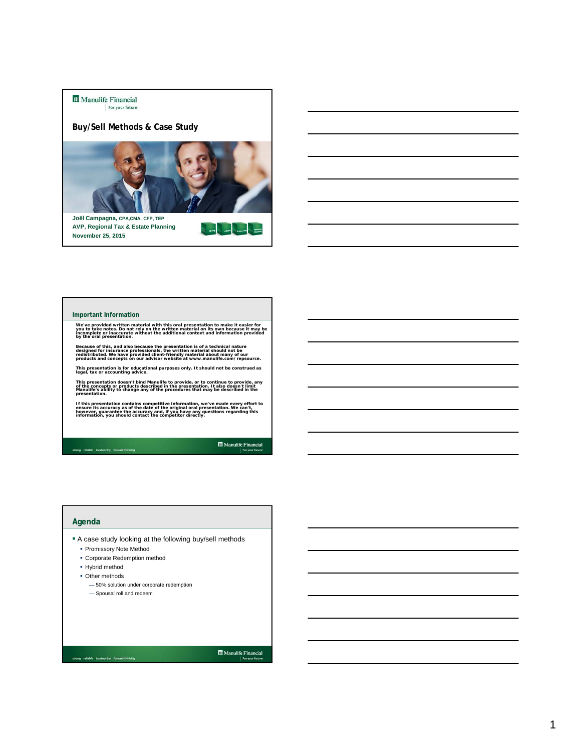Manulife Financial
For your future

# Buy/Sell Methods & Case Study

**Joël Campagna,** CPA,CMA, CFP, TEP
**AVP, Regional Tax & Estate Planning**
**November 25, 2015**

## Important Information

We've provided written material with this oral presentation to make it easier for you to take notes. Do not rely on the written material on its own because it may be incomplete or inaccurate without the additional context and information provided by the oral presentation.

Because of this, and also because the presentation is of a technical nature designed for insurance professionals, the written material should not be redistributed. We have provided client-friendly material about many of our products and concepts on our advisor website at www.manulife.com/repsource.

This presentation is for educational purposes only. It should not be construed as legal, tax or accounting advice.

This presentation doesn't bind Manulife to provide, or to continue to provide, any of the concepts or products described in the presentation. It also doesn't limit Manulife's ability to change any of the procedures that may be described in the presentation.

If this presentation contains competitive information, we've made every effort to ensure its accuracy as of the date of the original oral presentation. We can't, however, guarantee the accuracy and, if you have any questions regarding this information, you should contact the competitor directly.

## Agenda

- A case study looking at the following buy/sell methods
  - Promissory Note Method
  - Corporate Redemption method
  - Hybrid method
  - Other methods
    - — 50% solution under corporate redemption
    - — Spousal roll and redeem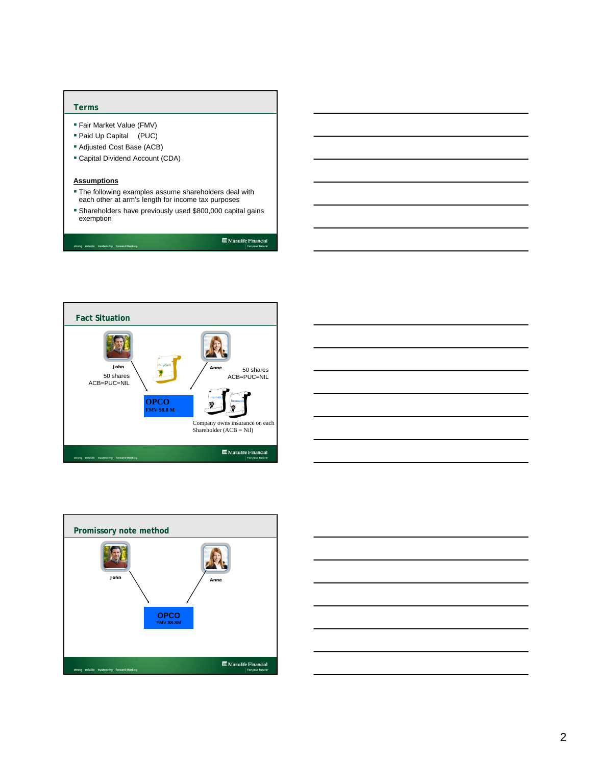## Terms

- Fair Market Value (FMV)
- Paid Up Capital (PUC)
- Adjusted Cost Base (ACB)
- Capital Dividend Account (CDA)

**Assumptions**

- The following examples assume shareholders deal with each other at arm's length for income tax purposes
- Shareholders have previously used $800,000 capital gains exemption

## Fact Situation

John
50 shares
ACB=PUC=NIL

Buy-Sell

Anne
50 shares
ACB=PUC=NIL

OPCO
FMV $8.8 M

Insurance

Insurance

Company owns insurance on each Shareholder (ACB = Nil)

## Promissory note method

John

Anne

OPCO
FMV $8.8M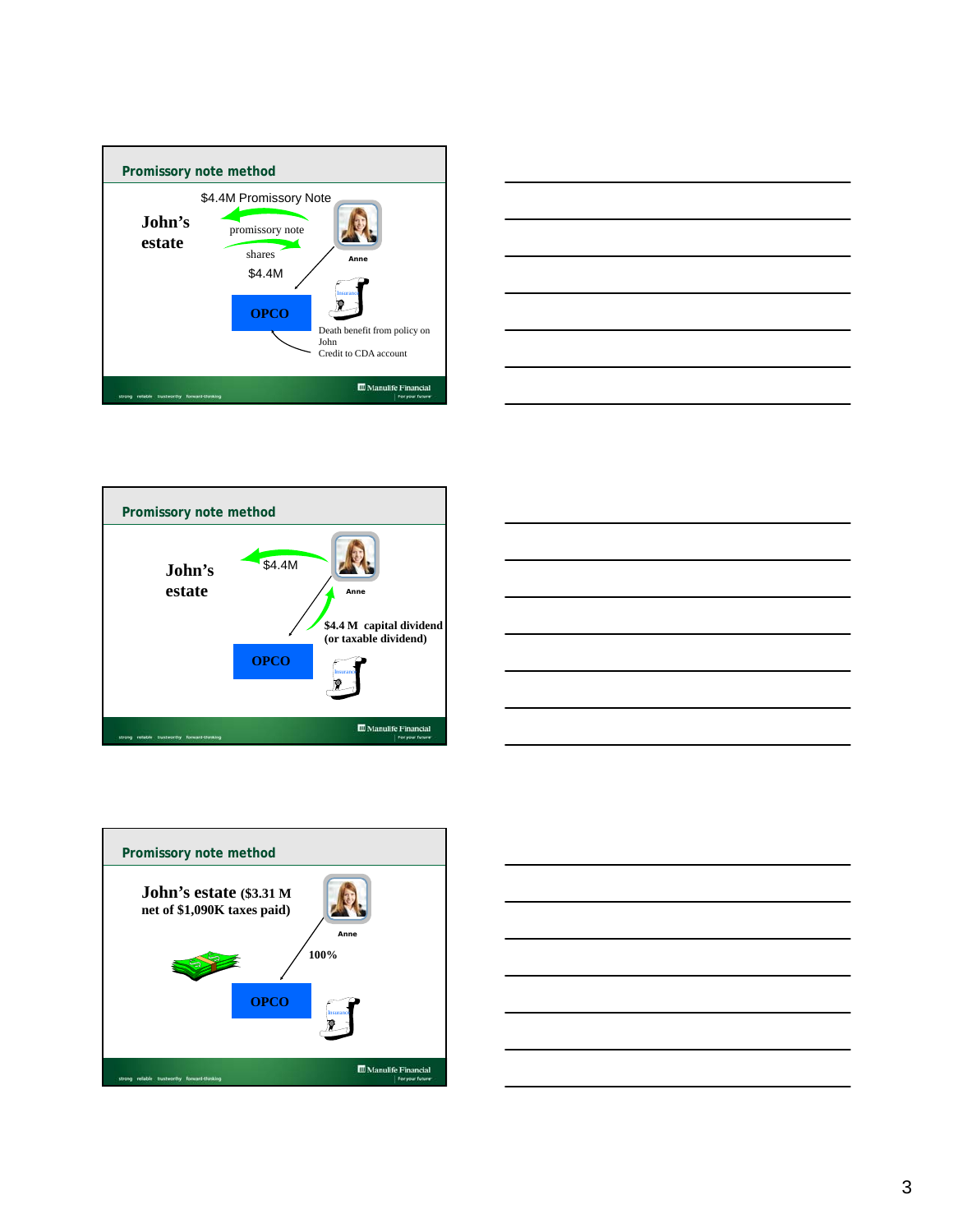## Promissory note method

$4.4M Promissory Note

John's estate

promissory note

shares

$4.4M

Anne

OPCO

Insurance

Death benefit from policy on John
Credit to CDA account

## Promissory note method

John's estate

$4.4M

Anne

$4.4 M capital dividend (or taxable dividend)

OPCO

Insurance

## Promissory note method

John's estate ($3.31 M net of $1,090K taxes paid)

Anne

100%

OPCO

Insurance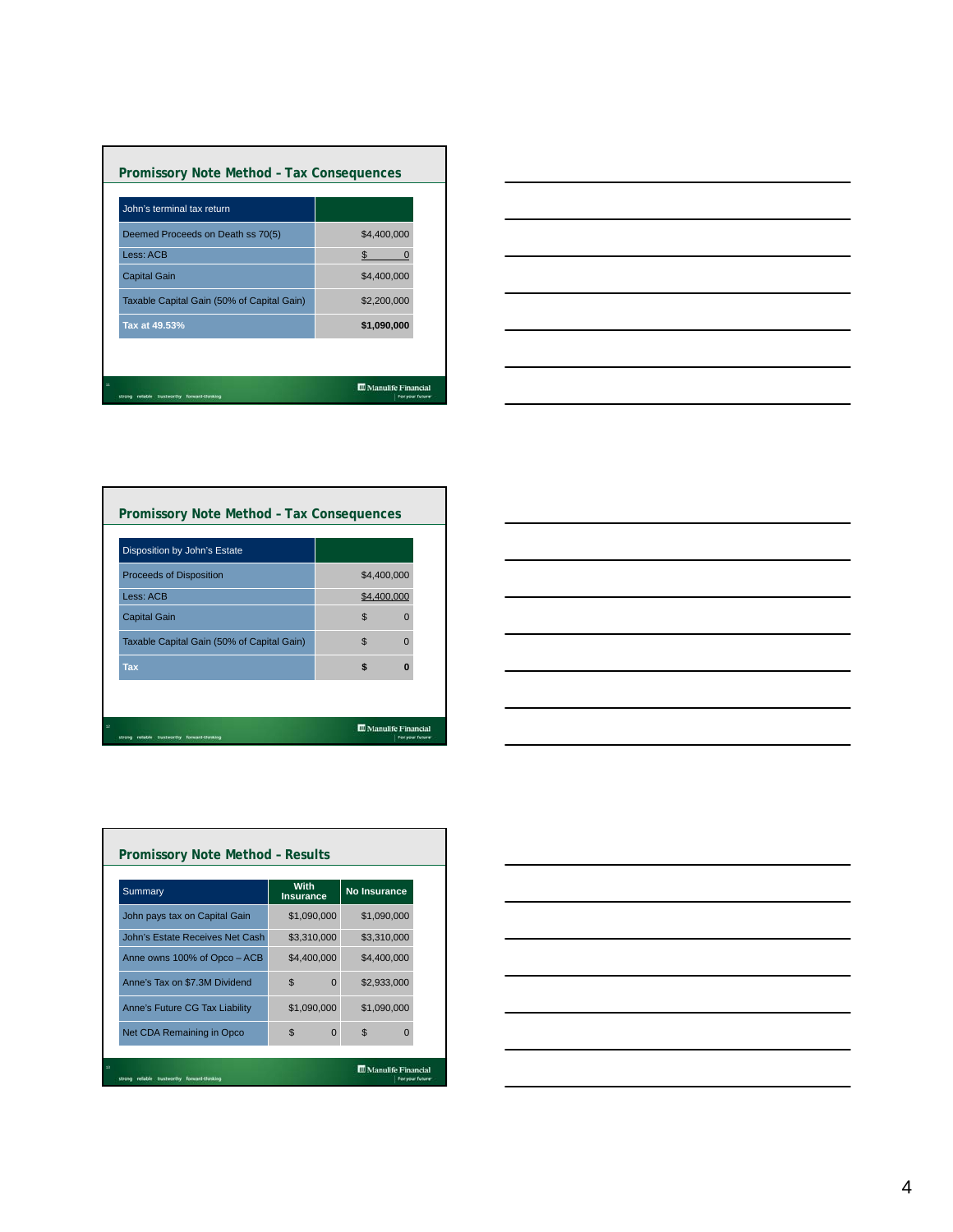## Promissory Note Method – Tax Consequences

| John's terminal tax return | |
|---|---|
| Deemed Proceeds on Death ss 70(5) | $4,400,000 |
| Less: ACB | $ 0 |
| Capital Gain | $4,400,000 |
| Taxable Capital Gain (50% of Capital Gain) | $2,200,000 |
| **Tax at 49.53%** | **$1,090,000** |

## Promissory Note Method – Tax Consequences

| Disposition by John's Estate | |
|---|---|
| Proceeds of Disposition | $4,400,000 |
| Less: ACB | $4,400,000 |
| Capital Gain | $ 0 |
| Taxable Capital Gain (50% of Capital Gain) | $ 0 |
| **Tax** | **$ 0** |

## Promissory Note Method – Results

| Summary | With Insurance | No Insurance |
|---|---|---|
| John pays tax on Capital Gain | $1,090,000 | $1,090,000 |
| John's Estate Receives Net Cash | $3,310,000 | $3,310,000 |
| Anne owns 100% of Opco – ACB | $4,400,000 | $4,400,000 |
| Anne's Tax on $7.3M Dividend | $ 0 | $2,933,000 |
| Anne's Future CG Tax Liability | $1,090,000 | $1,090,000 |
| Net CDA Remaining in Opco | $ 0 | $ 0 |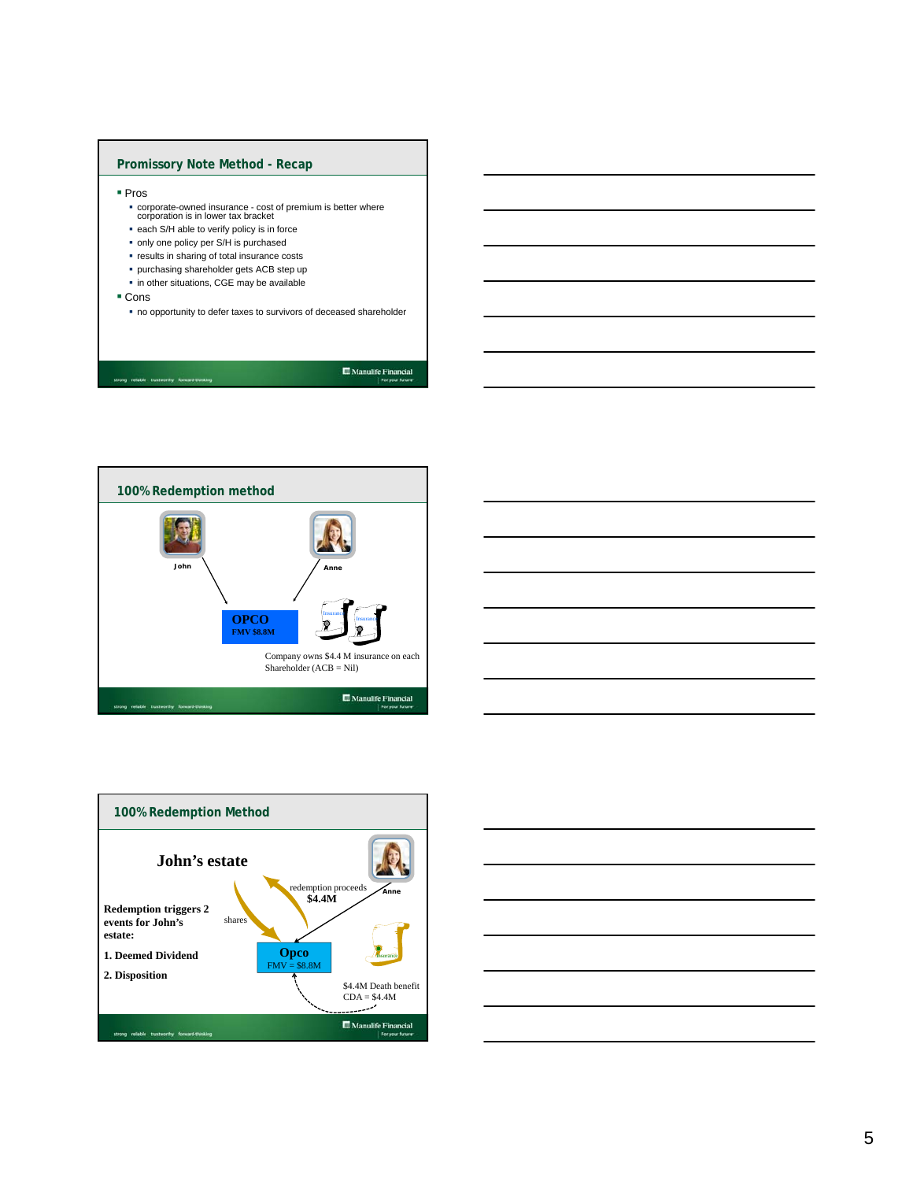## Promissory Note Method - Recap

- Pros
  - corporate-owned insurance - cost of premium is better where corporation is in lower tax bracket
  - each S/H able to verify policy is in force
  - only one policy per S/H is purchased
  - results in sharing of total insurance costs
  - purchasing shareholder gets ACB step up
  - in other situations, CGE may be available
- Cons
  - no opportunity to defer taxes to survivors of deceased shareholder

## 100% Redemption method

John

Anne

OPCO
FMV $8.8M

Company owns $4.4 M insurance on each Shareholder (ACB = Nil)

## 100% Redemption Method

John's estate

Anne

redemption proceeds
$4.4M

shares

Opco
FMV = $8.8M

$4.4M Death benefit
CDA = $4.4M

**Redemption triggers 2 events for John's estate:**

**1. Deemed Dividend**

**2. Disposition**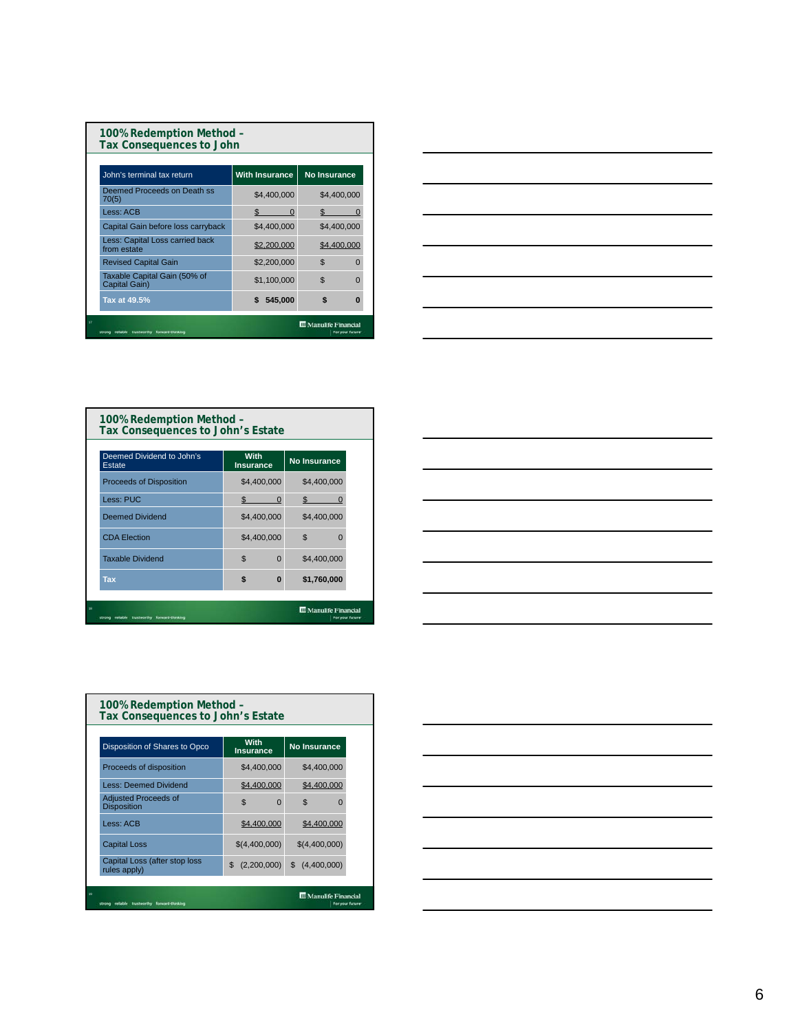## 100% Redemption Method – Tax Consequences to John

| John's terminal tax return | With Insurance | No Insurance |
|---|---|---|
| Deemed Proceeds on Death ss 70(5) | $4,400,000 | $4,400,000 |
| Less: ACB | $ 0 | $ 0 |
| Capital Gain before loss carryback | $4,400,000 | $4,400,000 |
| Less: Capital Loss carried back from estate | $2,200,000 | $4,400,000 |
| Revised Capital Gain | $2,200,000 | $ 0 |
| Taxable Capital Gain (50% of Capital Gain) | $1,100,000 | $ 0 |
| Tax at 49.5% | $ 545,000 | $ 0 |

## 100% Redemption Method – Tax Consequences to John's Estate

| Deemed Dividend to John's Estate | With Insurance | No Insurance |
|---|---|---|
| Proceeds of Disposition | $4,400,000 | $4,400,000 |
| Less: PUC | $ 0 | $ 0 |
| Deemed Dividend | $4,400,000 | $4,400,000 |
| CDA Election | $4,400,000 | $ 0 |
| Taxable Dividend | $ 0 | $4,400,000 |
| Tax | $ 0 | $1,760,000 |

## 100% Redemption Method – Tax Consequences to John's Estate

| Disposition of Shares to Opco | With Insurance | No Insurance |
|---|---|---|
| Proceeds of disposition | $4,400,000 | $4,400,000 |
| Less: Deemed Dividend | $4,400,000 | $4,400,000 |
| Adjusted Proceeds of Disposition | $ 0 | $ 0 |
| Less: ACB | $4,400,000 | $4,400,000 |
| Capital Loss | $(4,400,000) | $(4,400,000) |
| Capital Loss (after stop loss rules apply) | $ (2,200,000) | $ (4,400,000) |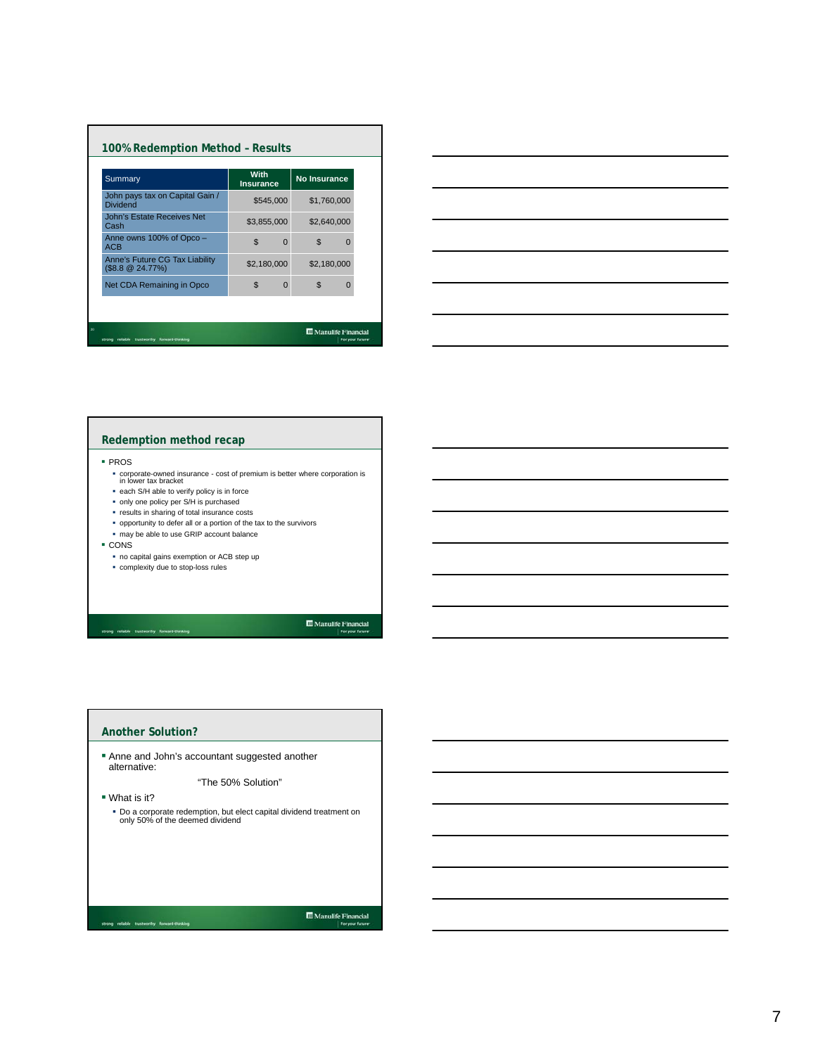## 100% Redemption Method – Results

| Summary | With Insurance | No Insurance |
|---|---|---|
| John pays tax on Capital Gain / Dividend | $545,000 | $1,760,000 |
| John's Estate Receives Net Cash | $3,855,000 | $2,640,000 |
| Anne owns 100% of Opco – ACB | $ 0 | $ 0 |
| Anne's Future CG Tax Liability ($8.8 @ 24.77%) | $2,180,000 | $2,180,000 |
| Net CDA Remaining in Opco | $ 0 | $ 0 |

## Redemption method recap

- PROS
  - corporate-owned insurance - cost of premium is better where corporation is in lower tax bracket
  - each S/H able to verify policy is in force
  - only one policy per S/H is purchased
  - results in sharing of total insurance costs
  - opportunity to defer all or a portion of the tax to the survivors
  - may be able to use GRIP account balance
- CONS
  - no capital gains exemption or ACB step up
  - complexity due to stop-loss rules

## Another Solution?

- Anne and John's accountant suggested another alternative:

  "The 50% Solution"

- What is it?
  - Do a corporate redemption, but elect capital dividend treatment on only 50% of the deemed dividend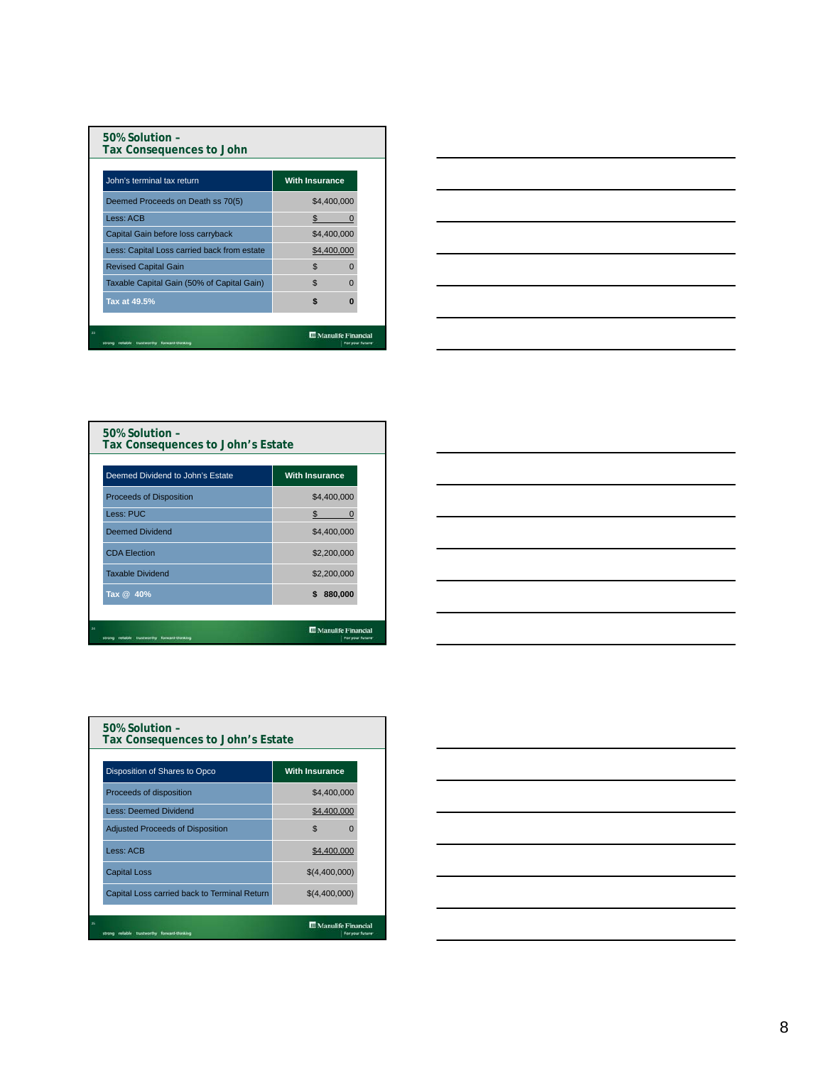## 50% Solution – Tax Consequences to John

| John's terminal tax return | With Insurance |
|---|---|
| Deemed Proceeds on Death ss 70(5) | $4,400,000 |
| Less: ACB | $ 0 |
| Capital Gain before loss carryback | $4,400,000 |
| Less: Capital Loss carried back from estate | $4,400,000 |
| Revised Capital Gain | $ 0 |
| Taxable Capital Gain (50% of Capital Gain) | $ 0 |
| **Tax at 49.5%** | **$ 0** |

## 50% Solution – Tax Consequences to John's Estate

| Deemed Dividend to John's Estate | With Insurance |
|---|---|
| Proceeds of Disposition | $4,400,000 |
| Less: PUC | $ 0 |
| Deemed Dividend | $4,400,000 |
| CDA Election | $2,200,000 |
| Taxable Dividend | $2,200,000 |
| **Tax @ 40%** | **$ 880,000** |

## 50% Solution – Tax Consequences to John's Estate

| Disposition of Shares to Opco | With Insurance |
|---|---|
| Proceeds of disposition | $4,400,000 |
| Less: Deemed Dividend | $4,400,000 |
| Adjusted Proceeds of Disposition | $ 0 |
| Less: ACB | $4,400,000 |
| Capital Loss | $(4,400,000) |
| Capital Loss carried back to Terminal Return | $(4,400,000) |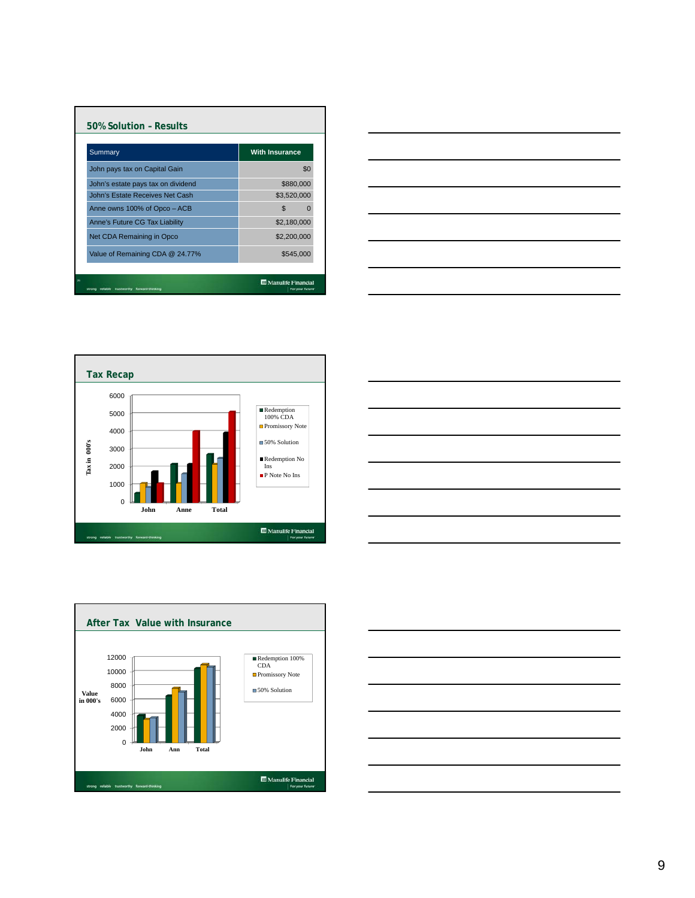## 50% Solution – Results

| Summary | With Insurance |
|---|---|
| John pays tax on Capital Gain | $0 |
| John's estate pays tax on dividend | $880,000 |
| John's Estate Receives Net Cash | $3,520,000 |
| Anne owns 100% of Opco – ACB | $ 0 |
| Anne's Future CG Tax Liability | $2,180,000 |
| Net CDA Remaining in Opco | $2,200,000 |
| Value of Remaining CDA @ 24.77% | $545,000 |

## Tax Recap

Chart: Tax in 000's (y-axis 0–6000) for John, Anne, Total. Legend: Redemption 100% CDA; Promissory Note; 50% Solution; Redemption No Ins; P Note No Ins

## After Tax Value with Insurance

Chart: Value in 000's (y-axis 0–12000) for John, Ann, Total. Legend: Redemption 100% CDA; Promissory Note; 50% Solution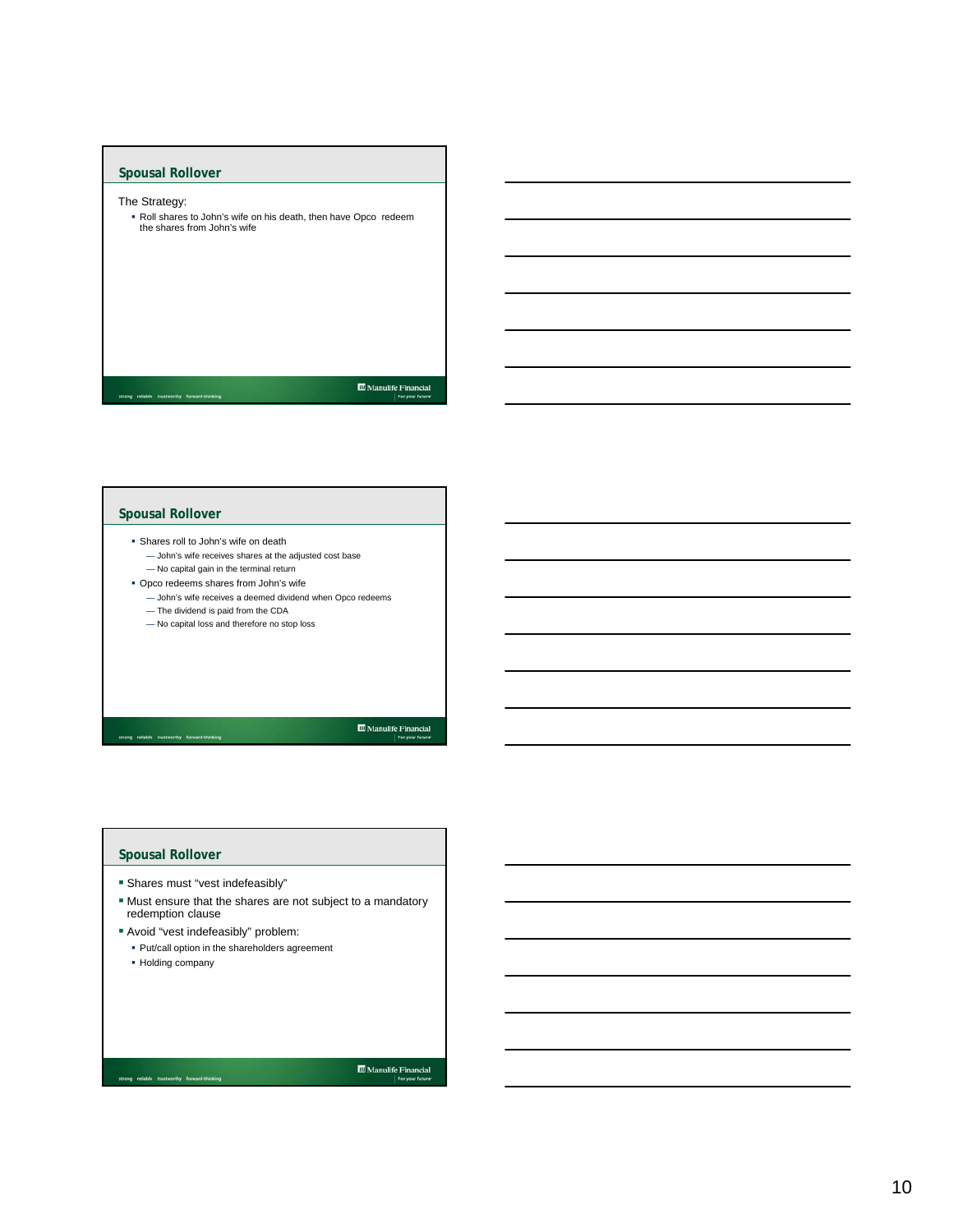## Spousal Rollover

The Strategy:

- Roll shares to John's wife on his death, then have Opco redeem the shares from John's wife

## Spousal Rollover

- Shares roll to John's wife on death
  - — John's wife receives shares at the adjusted cost base
  - — No capital gain in the terminal return
- Opco redeems shares from John's wife
  - — John's wife receives a deemed dividend when Opco redeems
  - — The dividend is paid from the CDA
  - — No capital loss and therefore no stop loss

## Spousal Rollover

- Shares must "vest indefeasibly"
- Must ensure that the shares are not subject to a mandatory redemption clause
- Avoid "vest indefeasibly" problem:
  - Put/call option in the shareholders agreement
  - Holding company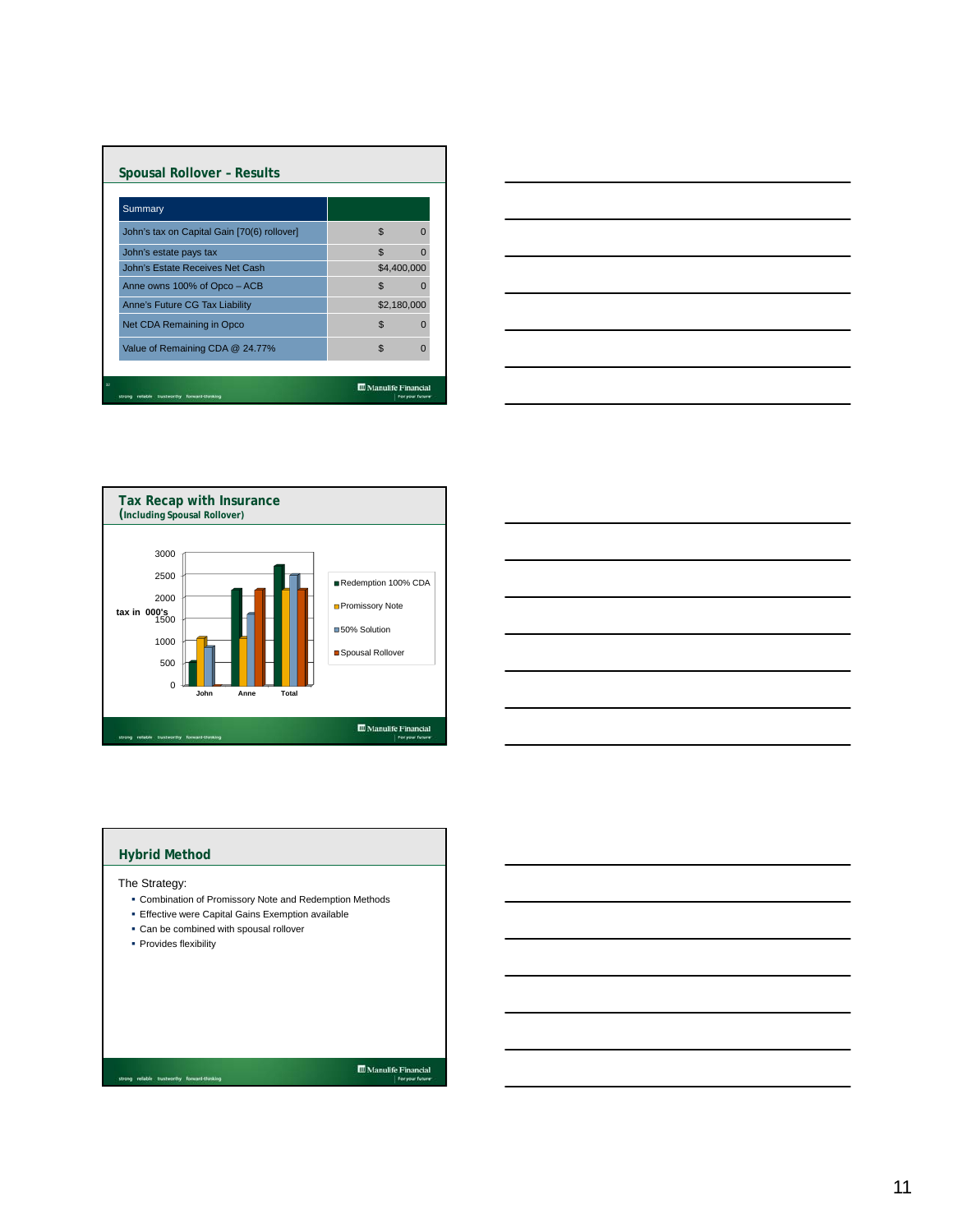## Spousal Rollover – Results

| Summary | |
|---|---|
| John's tax on Capital Gain [70(6) rollover] | $ 0 |
| John's estate pays tax | $ 0 |
| John's Estate Receives Net Cash | $4,400,000 |
| Anne owns 100% of Opco – ACB | $ 0 |
| Anne's Future CG Tax Liability | $2,180,000 |
| Net CDA Remaining in Opco | $ 0 |
| Value of Remaining CDA @ 24.77% | $ 0 |

## Tax Recap with Insurance
(Including Spousal Rollover)

Chart: tax in 000's (y-axis 0–3000) for John, Anne, Total

Legend:
- Redemption 100% CDA
- Promissory Note
- 50% Solution
- Spousal Rollover

## Hybrid Method

The Strategy:

- Combination of Promissory Note and Redemption Methods
- Effective were Capital Gains Exemption available
- Can be combined with spousal rollover
- Provides flexibility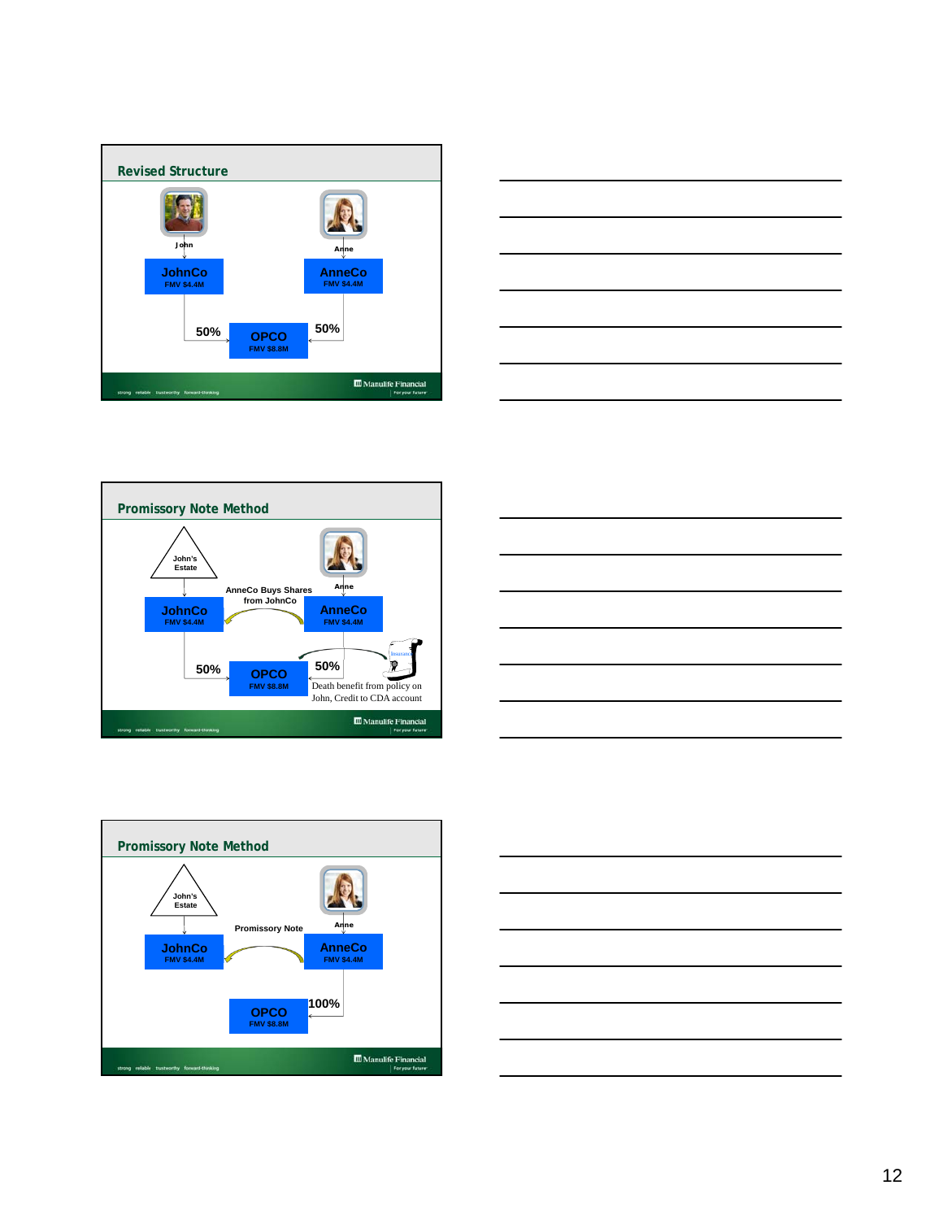## Revised Structure

John

Anne

**JohnCo**
FMV $4.4M

**AnneCo**
FMV $4.4M

50%

50%

**OPCO**
FMV $8.8M

## Promissory Note Method

John's Estate

Anne

AnneCo Buys Shares from JohnCo

**JohnCo**
FMV $4.4M

**AnneCo**
FMV $4.4M

50%

50%

**OPCO**
FMV $8.8M

Death benefit from policy on John, Credit to CDA account

## Promissory Note Method

John's Estate

Anne

Promissory Note

**JohnCo**
FMV $4.4M

**AnneCo**
FMV $4.4M

100%

**OPCO**
FMV $8.8M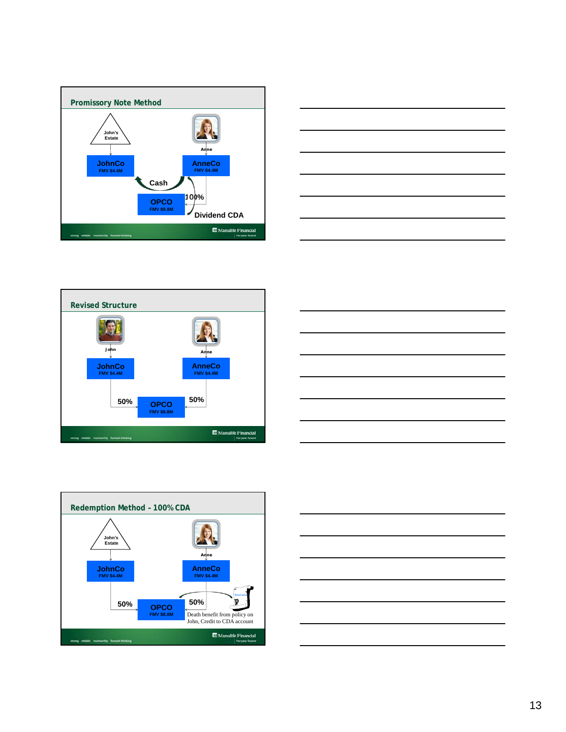## Promissory Note Method

John's Estate

JohnCo
FMV $4.4M

Anne

AnneCo
FMV $4.4M

Cash

OPCO
FMV $8.8M

100%

Dividend CDA

## Revised Structure

John

JohnCo
FMV $4.4M

Anne

AnneCo
FMV $4.4M

50%

OPCO
FMV $8.8M

50%

## Redemption Method - 100% CDA

John's Estate

JohnCo
FMV $4.4M

Anne

AnneCo
FMV $4.4M

50%

OPCO
FMV $8.8M

50%

Death benefit from policy on John, Credit to CDA account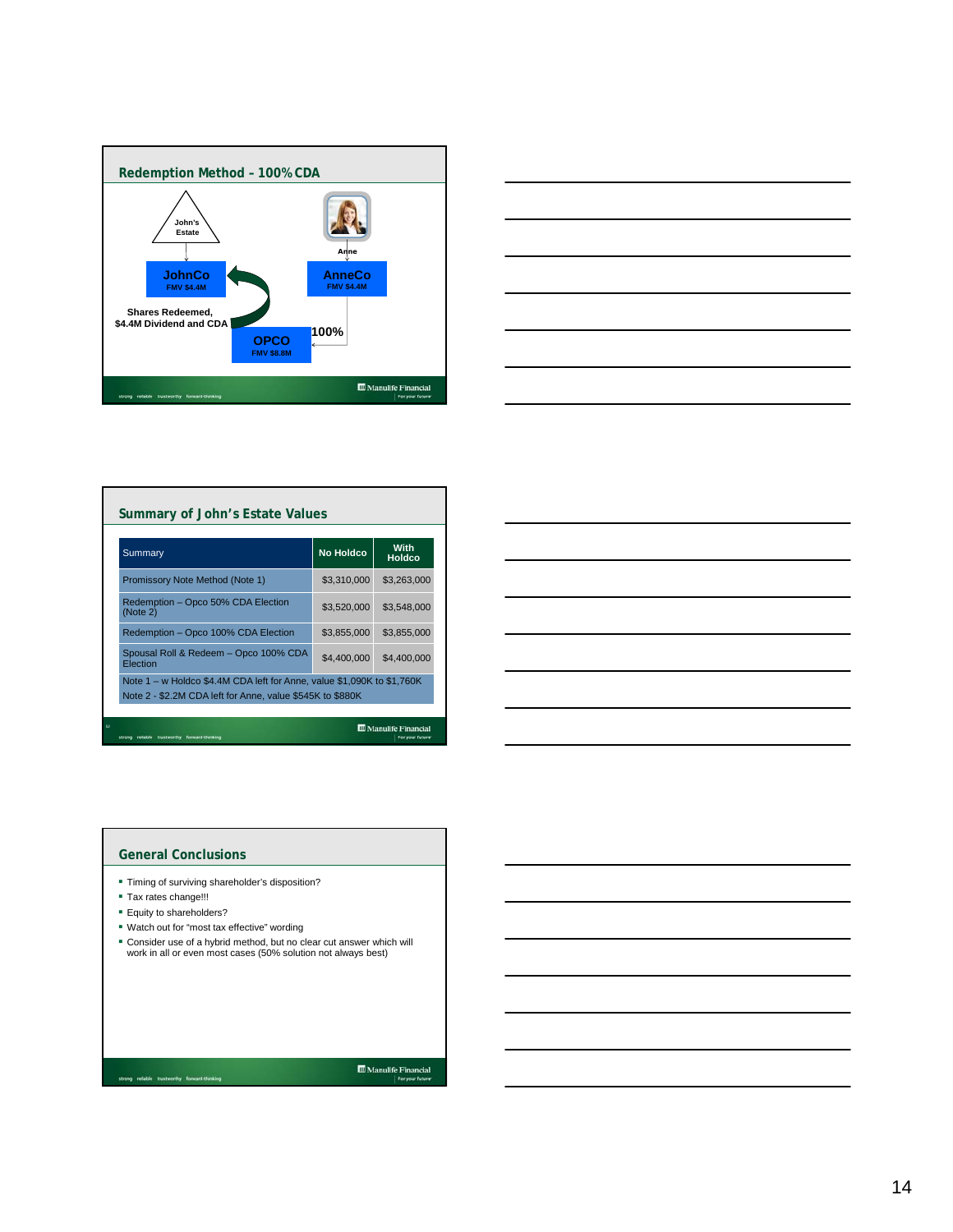## Redemption Method – 100% CDA

John's Estate

JohnCo
FMV $4.4M

Anne

AnneCo
FMV $4.4M

Shares Redeemed,
$4.4M Dividend and CDA

OPCO
FMV $8.8M

100%

## Summary of John's Estate Values

| Summary | No Holdco | With Holdco |
| --- | --- | --- |
| Promissory Note Method (Note 1) | $3,310,000 | $3,263,000 |
| Redemption – Opco 50% CDA Election (Note 2) | $3,520,000 | $3,548,000 |
| Redemption – Opco 100% CDA Election | $3,855,000 | $3,855,000 |
| Spousal Roll & Redeem – Opco 100% CDA Election | $4,400,000 | $4,400,000 |

Note 1 – w Holdco $4.4M CDA left for Anne, value $1,090K to $1,760K
Note 2 - $2.2M CDA left for Anne, value $545K to $880K

## General Conclusions

- Timing of surviving shareholder's disposition?
- Tax rates change!!!
- Equity to shareholders?
- Watch out for "most tax effective" wording
- Consider use of a hybrid method, but no clear cut answer which will work in all or even most cases (50% solution not always best)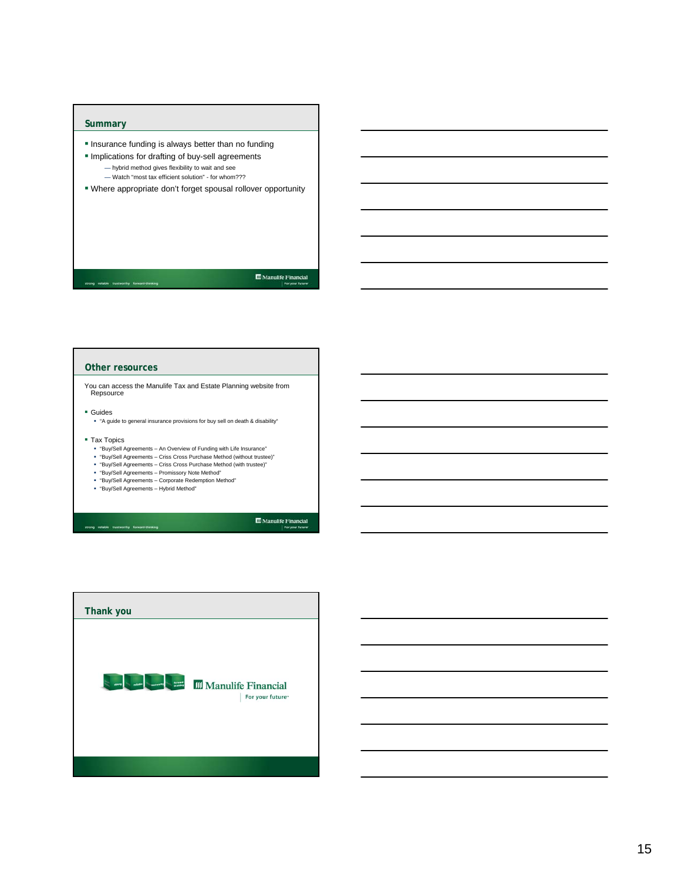## Summary

- Insurance funding is always better than no funding
- Implications for drafting of buy-sell agreements
  - — hybrid method gives flexibility to wait and see
  - — Watch "most tax efficient solution" - for whom???
- Where appropriate don't forget spousal rollover opportunity

strong reliable trustworthy forward-thinking

Manulife Financial
For your future

## Other resources

You can access the Manulife Tax and Estate Planning website from Repsource

- Guides
  - "A guide to general insurance provisions for buy sell on death & disability"
- Tax Topics
  - "Buy/Sell Agreements – An Overview of Funding with Life Insurance"
  - "Buy/Sell Agreements – Criss Cross Purchase Method (without trustee)"
  - "Buy/Sell Agreements – Criss Cross Purchase Method (with trustee)"
  - "Buy/Sell Agreements – Promissory Note Method"
  - "Buy/Sell Agreements – Corporate Redemption Method"
  - "Buy/Sell Agreements – Hybrid Method"

strong reliable trustworthy forward-thinking

Manulife Financial
For your future

## Thank you

strong reliable trustworthy forward-thinking

Manulife Financial
For your future